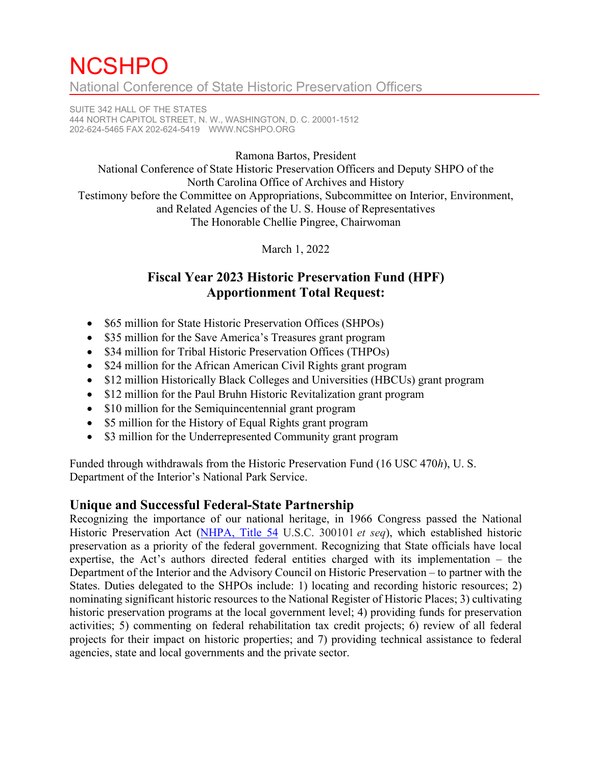# NCSHPO

National Conference of State Historic Preservation Officers

SUITE 342 HALL OF THE STATES
444 NORTH CAPITOL STREET, N. W., WASHINGTON, D. C. 20001-1512
202-624-5465 FAX 202-624-5419 WWW.NCSHPO.ORG

Ramona Bartos, President
National Conference of State Historic Preservation Officers and Deputy SHPO of the North Carolina Office of Archives and History
Testimony before the Committee on Appropriations, Subcommittee on Interior, Environment, and Related Agencies of the U. S. House of Representatives
The Honorable Chellie Pingree, Chairwoman

March 1, 2022

## Fiscal Year 2023 Historic Preservation Fund (HPF) Apportionment Total Request:

- $65 million for State Historic Preservation Offices (SHPOs)
- $35 million for the Save America's Treasures grant program
- $34 million for Tribal Historic Preservation Offices (THPOs)
- $24 million for the African American Civil Rights grant program
- $12 million Historically Black Colleges and Universities (HBCUs) grant program
- $12 million for the Paul Bruhn Historic Revitalization grant program
- $10 million for the Semiquincentennial grant program
- $5 million for the History of Equal Rights grant program
- $3 million for the Underrepresented Community grant program

Funded through withdrawals from the Historic Preservation Fund (16 USC 470*h*), U. S. Department of the Interior's National Park Service.

### Unique and Successful Federal-State Partnership

Recognizing the importance of our national heritage, in 1966 Congress passed the National Historic Preservation Act (NHPA, Title 54 U.S.C. 300101 *et seq*), which established historic preservation as a priority of the federal government. Recognizing that State officials have local expertise, the Act's authors directed federal entities charged with its implementation – the Department of the Interior and the Advisory Council on Historic Preservation – to partner with the States. Duties delegated to the SHPOs include: 1) locating and recording historic resources; 2) nominating significant historic resources to the National Register of Historic Places; 3) cultivating historic preservation programs at the local government level; 4) providing funds for preservation activities; 5) commenting on federal rehabilitation tax credit projects; 6) review of all federal projects for their impact on historic properties; and 7) providing technical assistance to federal agencies, state and local governments and the private sector.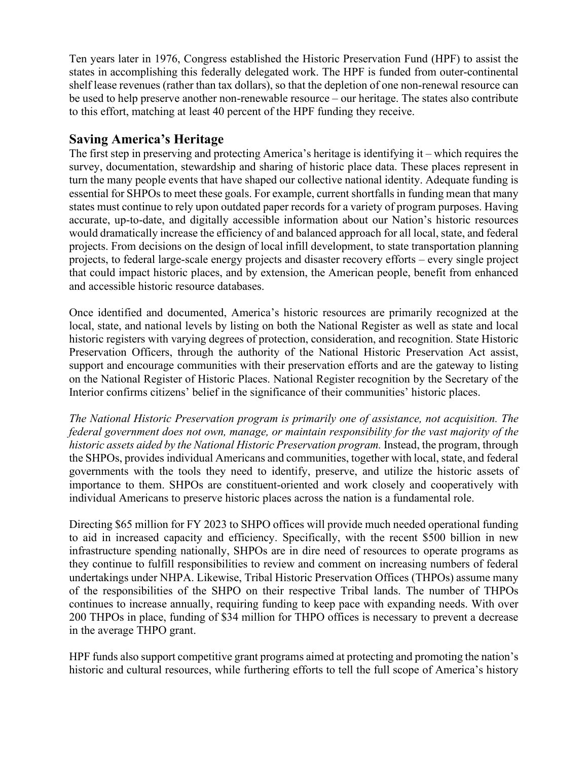Ten years later in 1976, Congress established the Historic Preservation Fund (HPF) to assist the states in accomplishing this federally delegated work. The HPF is funded from outer-continental shelf lease revenues (rather than tax dollars), so that the depletion of one non-renewal resource can be used to help preserve another non-renewable resource – our heritage. The states also contribute to this effort, matching at least 40 percent of the HPF funding they receive.

## Saving America's Heritage

The first step in preserving and protecting America's heritage is identifying it – which requires the survey, documentation, stewardship and sharing of historic place data. These places represent in turn the many people events that have shaped our collective national identity. Adequate funding is essential for SHPOs to meet these goals. For example, current shortfalls in funding mean that many states must continue to rely upon outdated paper records for a variety of program purposes. Having accurate, up-to-date, and digitally accessible information about our Nation's historic resources would dramatically increase the efficiency of and balanced approach for all local, state, and federal projects. From decisions on the design of local infill development, to state transportation planning projects, to federal large-scale energy projects and disaster recovery efforts – every single project that could impact historic places, and by extension, the American people, benefit from enhanced and accessible historic resource databases.

Once identified and documented, America's historic resources are primarily recognized at the local, state, and national levels by listing on both the National Register as well as state and local historic registers with varying degrees of protection, consideration, and recognition. State Historic Preservation Officers, through the authority of the National Historic Preservation Act assist, support and encourage communities with their preservation efforts and are the gateway to listing on the National Register of Historic Places. National Register recognition by the Secretary of the Interior confirms citizens' belief in the significance of their communities' historic places.

*The National Historic Preservation program is primarily one of assistance, not acquisition. The federal government does not own, manage, or maintain responsibility for the vast majority of the historic assets aided by the National Historic Preservation program.* Instead, the program, through the SHPOs, provides individual Americans and communities, together with local, state, and federal governments with the tools they need to identify, preserve, and utilize the historic assets of importance to them. SHPOs are constituent-oriented and work closely and cooperatively with individual Americans to preserve historic places across the nation is a fundamental role.

Directing $65 million for FY 2023 to SHPO offices will provide much needed operational funding to aid in increased capacity and efficiency. Specifically, with the recent $500 billion in new infrastructure spending nationally, SHPOs are in dire need of resources to operate programs as they continue to fulfill responsibilities to review and comment on increasing numbers of federal undertakings under NHPA. Likewise, Tribal Historic Preservation Offices (THPOs) assume many of the responsibilities of the SHPO on their respective Tribal lands. The number of THPOs continues to increase annually, requiring funding to keep pace with expanding needs. With over 200 THPOs in place, funding of $34 million for THPO offices is necessary to prevent a decrease in the average THPO grant.

HPF funds also support competitive grant programs aimed at protecting and promoting the nation's historic and cultural resources, while furthering efforts to tell the full scope of America's history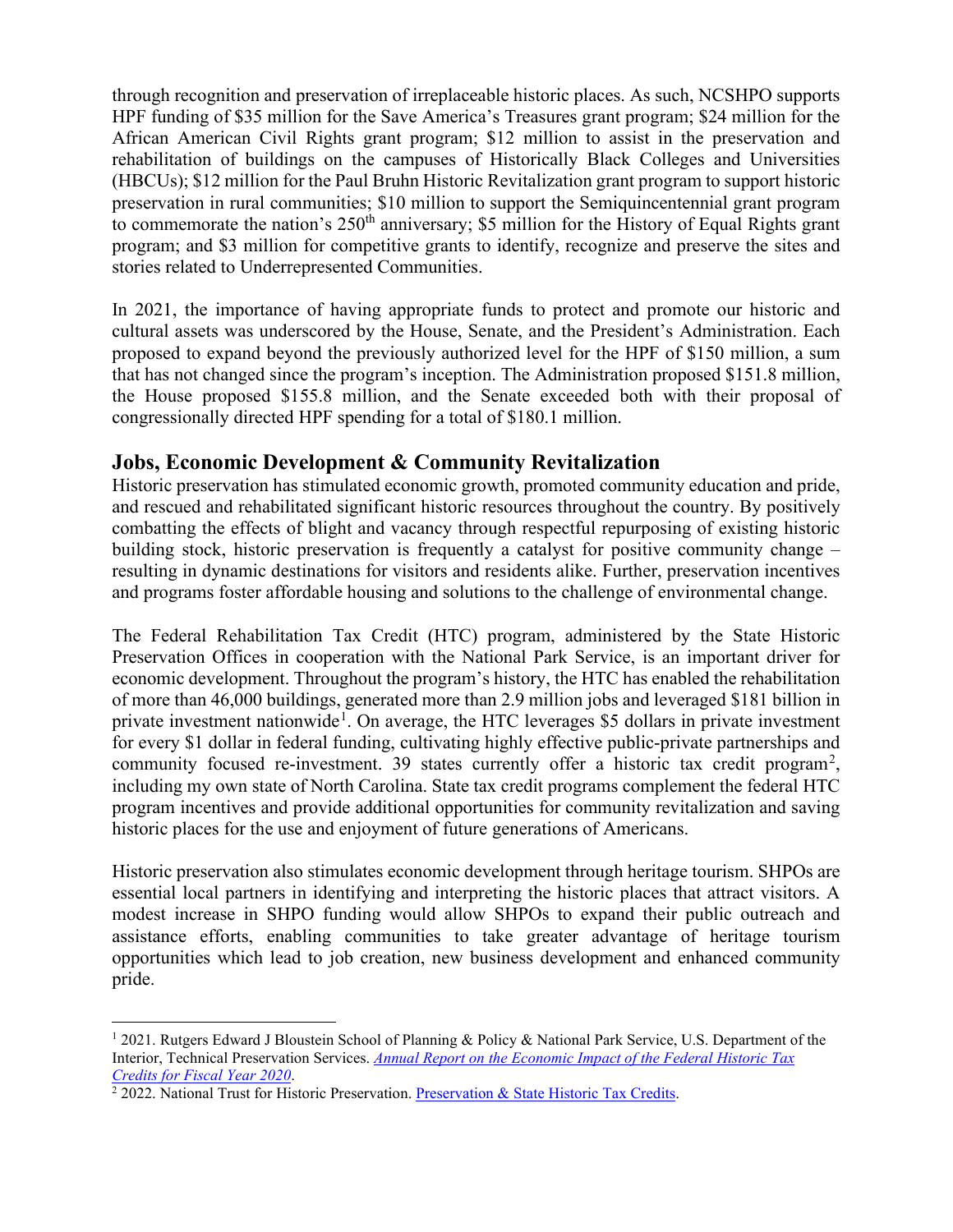through recognition and preservation of irreplaceable historic places. As such, NCSHPO supports HPF funding of $35 million for the Save America's Treasures grant program; $24 million for the African American Civil Rights grant program; $12 million to assist in the preservation and rehabilitation of buildings on the campuses of Historically Black Colleges and Universities (HBCUs); $12 million for the Paul Bruhn Historic Revitalization grant program to support historic preservation in rural communities; $10 million to support the Semiquincentennial grant program to commemorate the nation's 250th anniversary; $5 million for the History of Equal Rights grant program; and $3 million for competitive grants to identify, recognize and preserve the sites and stories related to Underrepresented Communities.

In 2021, the importance of having appropriate funds to protect and promote our historic and cultural assets was underscored by the House, Senate, and the President's Administration. Each proposed to expand beyond the previously authorized level for the HPF of $150 million, a sum that has not changed since the program's inception. The Administration proposed $151.8 million, the House proposed $155.8 million, and the Senate exceeded both with their proposal of congressionally directed HPF spending for a total of $180.1 million.

## Jobs, Economic Development & Community Revitalization

Historic preservation has stimulated economic growth, promoted community education and pride, and rescued and rehabilitated significant historic resources throughout the country. By positively combatting the effects of blight and vacancy through respectful repurposing of existing historic building stock, historic preservation is frequently a catalyst for positive community change – resulting in dynamic destinations for visitors and residents alike. Further, preservation incentives and programs foster affordable housing and solutions to the challenge of environmental change.

The Federal Rehabilitation Tax Credit (HTC) program, administered by the State Historic Preservation Offices in cooperation with the National Park Service, is an important driver for economic development. Throughout the program's history, the HTC has enabled the rehabilitation of more than 46,000 buildings, generated more than 2.9 million jobs and leveraged $181 billion in private investment nationwide[1]. On average, the HTC leverages $5 dollars in private investment for every $1 dollar in federal funding, cultivating highly effective public-private partnerships and community focused re-investment. 39 states currently offer a historic tax credit program[2], including my own state of North Carolina. State tax credit programs complement the federal HTC program incentives and provide additional opportunities for community revitalization and saving historic places for the use and enjoyment of future generations of Americans.

Historic preservation also stimulates economic development through heritage tourism. SHPOs are essential local partners in identifying and interpreting the historic places that attract visitors. A modest increase in SHPO funding would allow SHPOs to expand their public outreach and assistance efforts, enabling communities to take greater advantage of heritage tourism opportunities which lead to job creation, new business development and enhanced community pride.

---

[1] 2021. Rutgers Edward J Bloustein School of Planning & Policy & National Park Service, U.S. Department of the Interior, Technical Preservation Services. *Annual Report on the Economic Impact of the Federal Historic Tax Credits for Fiscal Year 2020*.

[2] 2022. National Trust for Historic Preservation. Preservation & State Historic Tax Credits.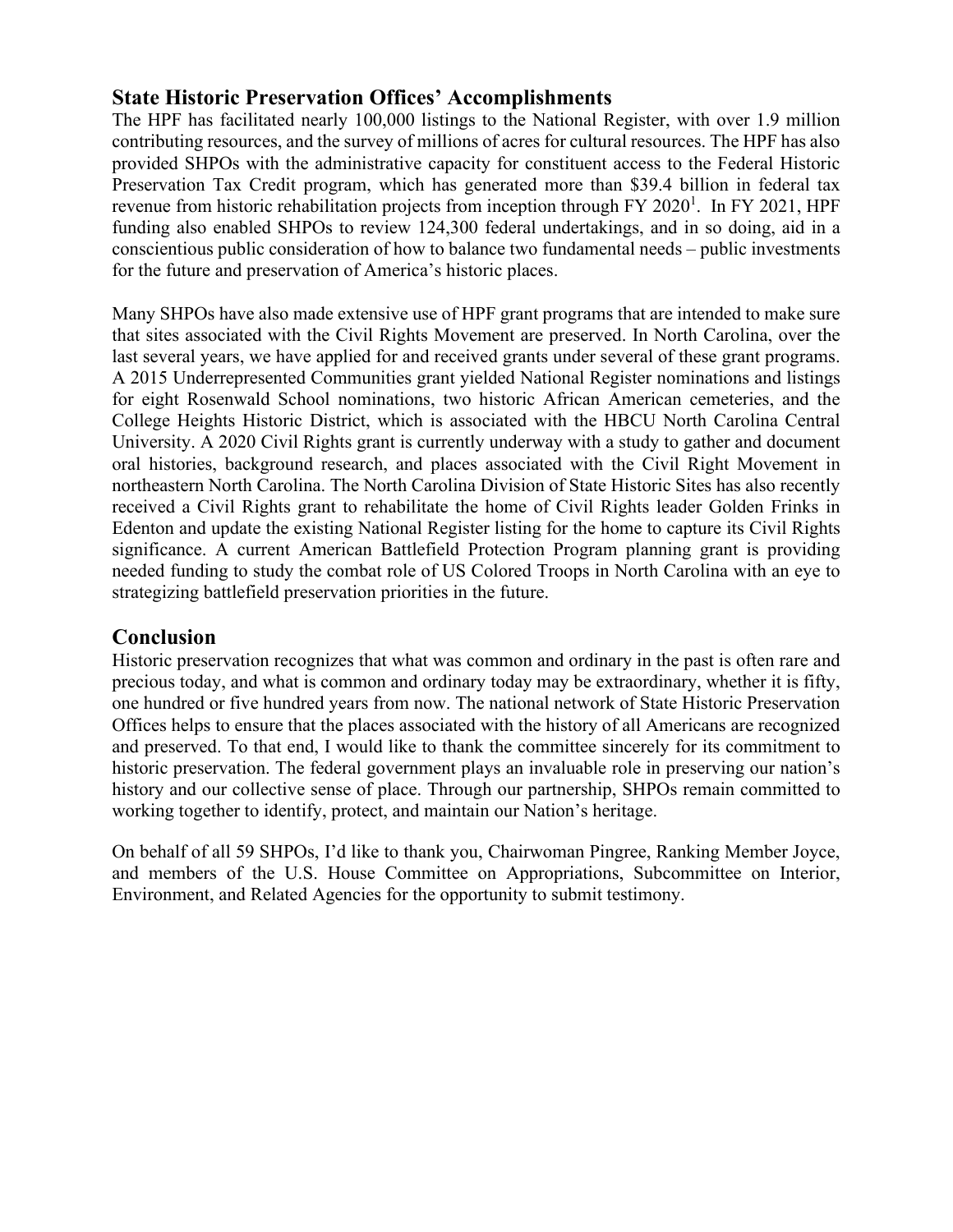## State Historic Preservation Offices' Accomplishments

The HPF has facilitated nearly 100,000 listings to the National Register, with over 1.9 million contributing resources, and the survey of millions of acres for cultural resources. The HPF has also provided SHPOs with the administrative capacity for constituent access to the Federal Historic Preservation Tax Credit program, which has generated more than $39.4 billion in federal tax revenue from historic rehabilitation projects from inception through FY 2020[1]. In FY 2021, HPF funding also enabled SHPOs to review 124,300 federal undertakings, and in so doing, aid in a conscientious public consideration of how to balance two fundamental needs – public investments for the future and preservation of America's historic places.

Many SHPOs have also made extensive use of HPF grant programs that are intended to make sure that sites associated with the Civil Rights Movement are preserved. In North Carolina, over the last several years, we have applied for and received grants under several of these grant programs. A 2015 Underrepresented Communities grant yielded National Register nominations and listings for eight Rosenwald School nominations, two historic African American cemeteries, and the College Heights Historic District, which is associated with the HBCU North Carolina Central University. A 2020 Civil Rights grant is currently underway with a study to gather and document oral histories, background research, and places associated with the Civil Right Movement in northeastern North Carolina. The North Carolina Division of State Historic Sites has also recently received a Civil Rights grant to rehabilitate the home of Civil Rights leader Golden Frinks in Edenton and update the existing National Register listing for the home to capture its Civil Rights significance. A current American Battlefield Protection Program planning grant is providing needed funding to study the combat role of US Colored Troops in North Carolina with an eye to strategizing battlefield preservation priorities in the future.

## Conclusion

Historic preservation recognizes that what was common and ordinary in the past is often rare and precious today, and what is common and ordinary today may be extraordinary, whether it is fifty, one hundred or five hundred years from now. The national network of State Historic Preservation Offices helps to ensure that the places associated with the history of all Americans are recognized and preserved. To that end, I would like to thank the committee sincerely for its commitment to historic preservation. The federal government plays an invaluable role in preserving our nation's history and our collective sense of place. Through our partnership, SHPOs remain committed to working together to identify, protect, and maintain our Nation's heritage.

On behalf of all 59 SHPOs, I'd like to thank you, Chairwoman Pingree, Ranking Member Joyce, and members of the U.S. House Committee on Appropriations, Subcommittee on Interior, Environment, and Related Agencies for the opportunity to submit testimony.